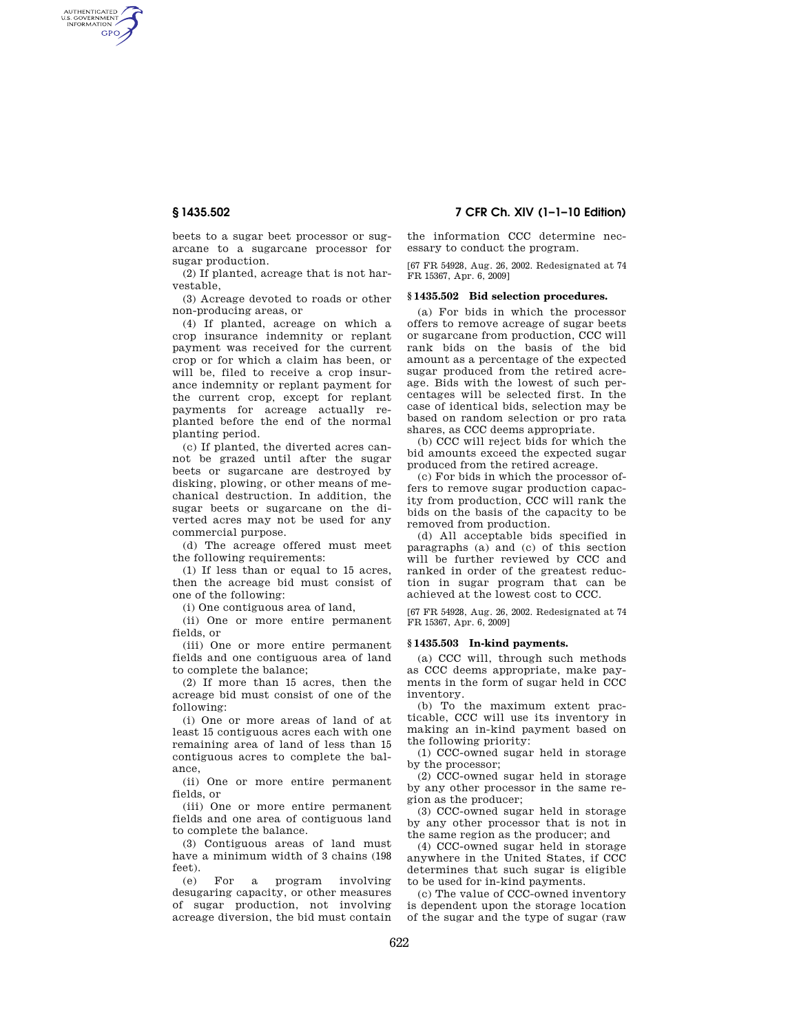beets to a sugar beet processor or sugarcane to a sugarcane processor for sugar production.

(2) If planted, acreage that is not harvestable,

(3) Acreage devoted to roads or other non-producing areas, or

(4) If planted, acreage on which a crop insurance indemnity or replant payment was received for the current crop or for which a claim has been, or will be, filed to receive a crop insurance indemnity or replant payment for the current crop, except for replant payments for acreage actually replanted before the end of the normal planting period.

(c) If planted, the diverted acres cannot be grazed until after the sugar beets or sugarcane are destroyed by disking, plowing, or other means of mechanical destruction. In addition, the sugar beets or sugarcane on the diverted acres may not be used for any commercial purpose.

(d) The acreage offered must meet the following requirements:

(1) If less than or equal to 15 acres, then the acreage bid must consist of one of the following:

(i) One contiguous area of land,

(ii) One or more entire permanent fields, or

(iii) One or more entire permanent fields and one contiguous area of land to complete the balance;

(2) If more than 15 acres, then the acreage bid must consist of one of the following:

(i) One or more areas of land of at least 15 contiguous acres each with one remaining area of land of less than 15 contiguous acres to complete the balance,

(ii) One or more entire permanent fields, or

(iii) One or more entire permanent fields and one area of contiguous land to complete the balance.

(3) Contiguous areas of land must have a minimum width of 3 chains (198 feet).

(e) For a program involving desugaring capacity, or other measures of sugar production, not involving acreage diversion, the bid must contain the information CCC determine necessary to conduct the program.

[67 FR 54928, Aug. 26, 2002. Redesignated at 74 FR 15367, Apr. 6, 2009]

## § 1435.502 Bid selection procedures.

(a) For bids in which the processor offers to remove acreage of sugar beets or sugarcane from production, CCC will rank bids on the basis of the bid amount as a percentage of the expected sugar produced from the retired acreage. Bids with the lowest of such percentages will be selected first. In the case of identical bids, selection may be based on random selection or pro rata shares, as CCC deems appropriate.

(b) CCC will reject bids for which the bid amounts exceed the expected sugar produced from the retired acreage.

(c) For bids in which the processor offers to remove sugar production capacity from production, CCC will rank the bids on the basis of the capacity to be removed from production.

(d) All acceptable bids specified in paragraphs (a) and (c) of this section will be further reviewed by CCC and ranked in order of the greatest reduction in sugar program that can be achieved at the lowest cost to CCC.

[67 FR 54928, Aug. 26, 2002. Redesignated at 74 FR 15367, Apr. 6, 2009]

## § 1435.503 In-kind payments.

(a) CCC will, through such methods as CCC deems appropriate, make payments in the form of sugar held in CCC inventory.

(b) To the maximum extent practicable, CCC will use its inventory in making an in-kind payment based on the following priority:

(1) CCC-owned sugar held in storage by the processor;

(2) CCC-owned sugar held in storage by any other processor in the same region as the producer;

(3) CCC-owned sugar held in storage by any other processor that is not in the same region as the producer; and

(4) CCC-owned sugar held in storage anywhere in the United States, if CCC determines that such sugar is eligible to be used for in-kind payments.

(c) The value of CCC-owned inventory is dependent upon the storage location of the sugar and the type of sugar (raw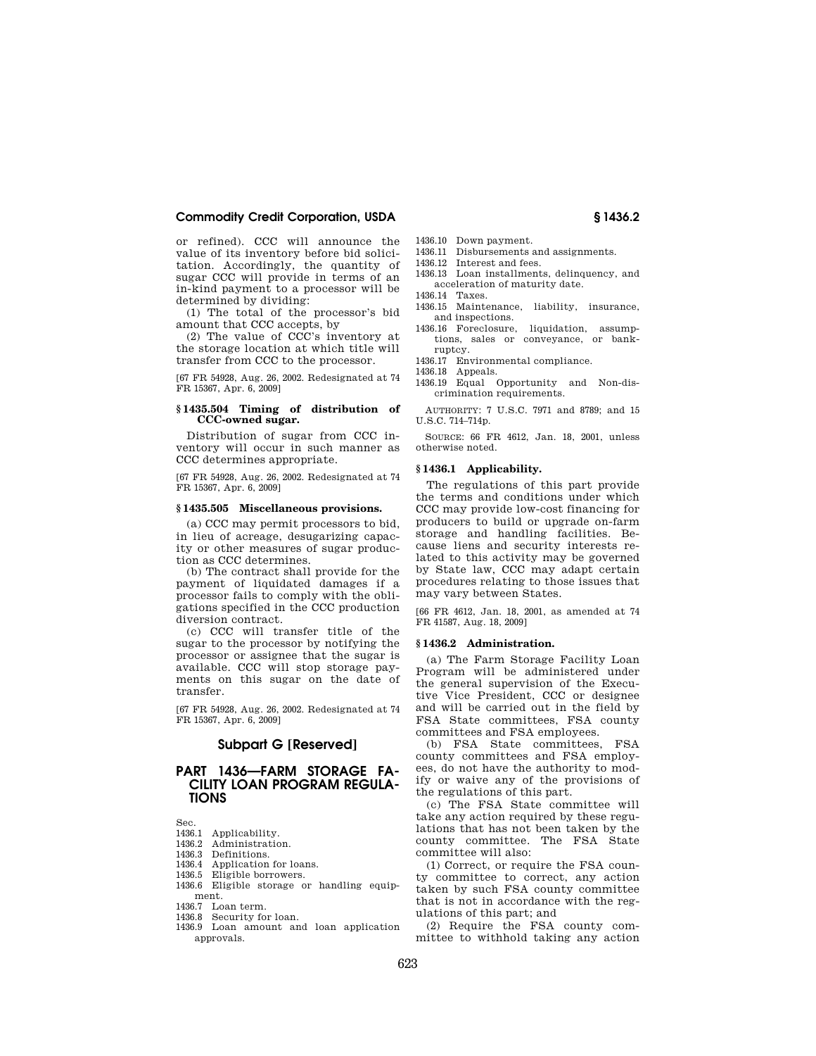or refined). CCC will announce the value of its inventory before bid solicitation. Accordingly, the quantity of sugar CCC will provide in terms of an in-kind payment to a processor will be determined by dividing:

(1) The total of the processor's bid amount that CCC accepts, by

(2) The value of CCC's inventory at the storage location at which title will transfer from CCC to the processor.

[67 FR 54928, Aug. 26, 2002. Redesignated at 74 FR 15367, Apr. 6, 2009]

#### § 1435.504 Timing of distribution of CCC-owned sugar.

Distribution of sugar from CCC inventory will occur in such manner as CCC determines appropriate.

[67 FR 54928, Aug. 26, 2002. Redesignated at 74 FR 15367, Apr. 6, 2009]

#### § 1435.505 Miscellaneous provisions.

(a) CCC may permit processors to bid, in lieu of acreage, desugarizing capacity or other measures of sugar production as CCC determines.

(b) The contract shall provide for the payment of liquidated damages if a processor fails to comply with the obligations specified in the CCC production diversion contract.

(c) CCC will transfer title of the sugar to the processor by notifying the processor or assignee that the sugar is available. CCC will stop storage payments on this sugar on the date of transfer.

[67 FR 54928, Aug. 26, 2002. Redesignated at 74 FR 15367, Apr. 6, 2009]

## Subpart G [Reserved]

# PART 1436—FARM STORAGE FACILITY LOAN PROGRAM REGULATIONS

Sec.
1436.1 Applicability.
1436.2 Administration.
1436.3 Definitions.
1436.4 Application for loans.
1436.5 Eligible borrowers.
1436.6 Eligible storage or handling equipment.
1436.7 Loan term.
1436.8 Security for loan.
1436.9 Loan amount and loan application approvals.
1436.10 Down payment.
1436.11 Disbursements and assignments.
1436.12 Interest and fees.
1436.13 Loan installments, delinquency, and acceleration of maturity date.
1436.14 Taxes.
1436.15 Maintenance, liability, insurance, and inspections.
1436.16 Foreclosure, liquidation, assumptions, sales or conveyance, or bankruptcy.
1436.17 Environmental compliance.
1436.18 Appeals.
1436.19 Equal Opportunity and Non-discrimination requirements.

AUTHORITY: 7 U.S.C. 7971 and 8789; and 15 U.S.C. 714–714p.

SOURCE: 66 FR 4612, Jan. 18, 2001, unless otherwise noted.

#### § 1436.1 Applicability.

The regulations of this part provide the terms and conditions under which CCC may provide low-cost financing for producers to build or upgrade on-farm storage and handling facilities. Because liens and security interests related to this activity may be governed by State law, CCC may adapt certain procedures relating to those issues that may vary between States.

[66 FR 4612, Jan. 18, 2001, as amended at 74 FR 41587, Aug. 18, 2009]

#### § 1436.2 Administration.

(a) The Farm Storage Facility Loan Program will be administered under the general supervision of the Executive Vice President, CCC or designee and will be carried out in the field by FSA State committees, FSA county committees and FSA employees.

(b) FSA State committees, FSA county committees and FSA employees, do not have the authority to modify or waive any of the provisions of the regulations of this part.

(c) The FSA State committee will take any action required by these regulations that has not been taken by the county committee. The FSA State committee will also:

(1) Correct, or require the FSA county committee to correct, any action taken by such FSA county committee that is not in accordance with the regulations of this part; and

(2) Require the FSA county committee to withhold taking any action